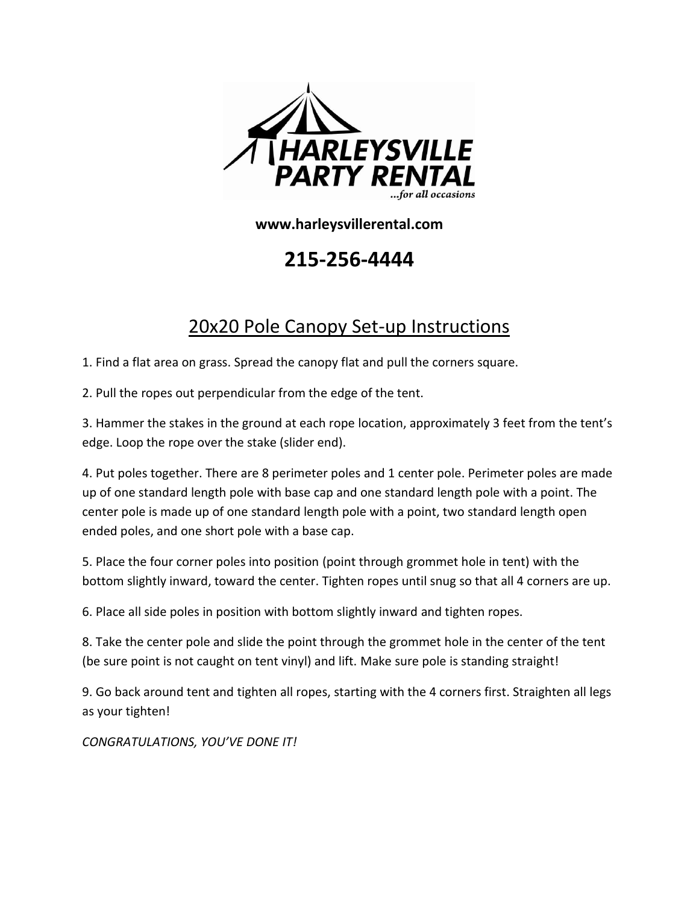HARLEYSVILLE PARTY RENTAL

...for all occasions

**www.harleysvillerental.com**

## 215-256-4444

# 20x20 Pole Canopy Set-up Instructions

1. Find a flat area on grass. Spread the canopy flat and pull the corners square.

2. Pull the ropes out perpendicular from the edge of the tent.

3. Hammer the stakes in the ground at each rope location, approximately 3 feet from the tent's edge. Loop the rope over the stake (slider end).

4. Put poles together. There are 8 perimeter poles and 1 center pole. Perimeter poles are made up of one standard length pole with base cap and one standard length pole with a point. The center pole is made up of one standard length pole with a point, two standard length open ended poles, and one short pole with a base cap.

5. Place the four corner poles into position (point through grommet hole in tent) with the bottom slightly inward, toward the center. Tighten ropes until snug so that all 4 corners are up.

6. Place all side poles in position with bottom slightly inward and tighten ropes.

8. Take the center pole and slide the point through the grommet hole in the center of the tent (be sure point is not caught on tent vinyl) and lift. Make sure pole is standing straight!

9. Go back around tent and tighten all ropes, starting with the 4 corners first. Straighten all legs as your tighten!

*CONGRATULATIONS, YOU'VE DONE IT!*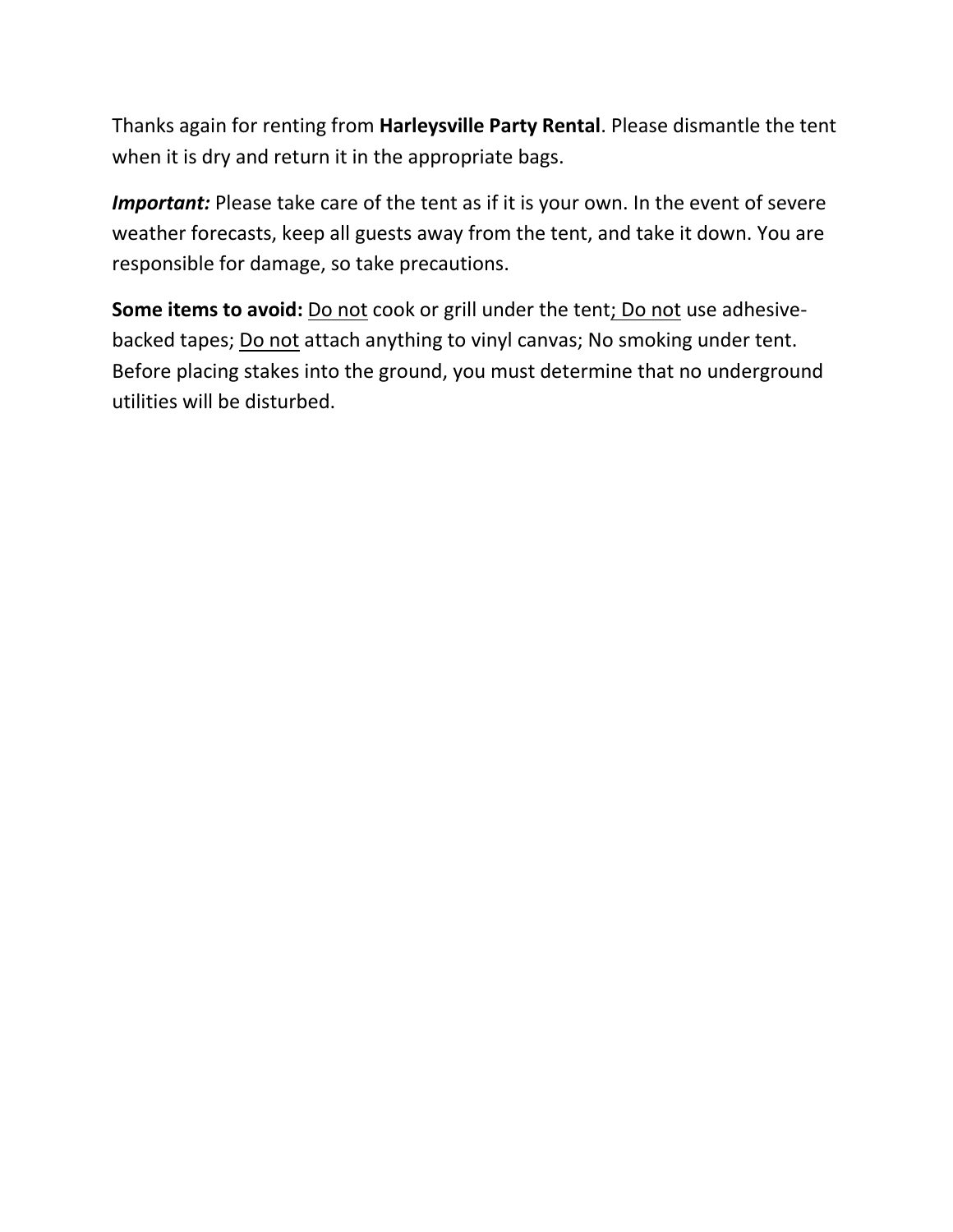Thanks again for renting from **Harleysville Party Rental**. Please dismantle the tent when it is dry and return it in the appropriate bags.

***Important:*** Please take care of the tent as if it is your own. In the event of severe weather forecasts, keep all guests away from the tent, and take it down. You are responsible for damage, so take precautions.

**Some items to avoid:** Do not cook or grill under the tent; Do not use adhesive-backed tapes; Do not attach anything to vinyl canvas; No smoking under tent. Before placing stakes into the ground, you must determine that no underground utilities will be disturbed.